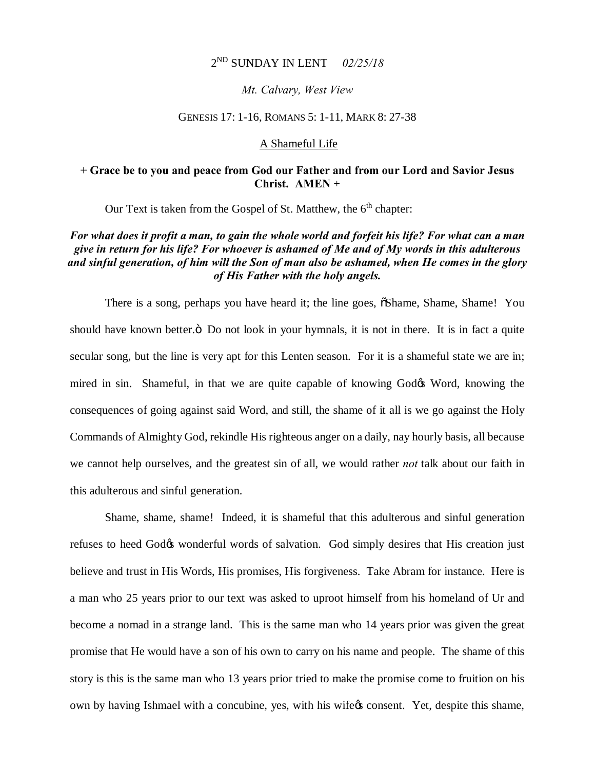2[ND] SUNDAY IN LENT *02/25/18*

*Mt. Calvary, West View*

GENESIS 17: 1-16, ROMANS 5: 1-11, MARK 8: 27-38

A Shameful Life

**+ Grace be to you and peace from God our Father and from our Lord and Savior Jesus Christ. AMEN +**

Our Text is taken from the Gospel of St. Matthew, the 6[th] chapter:

***For what does it profit a man, to gain the whole world and forfeit his life? For what can a man give in return for his life? For whoever is ashamed of Me and of My words in this adulterous and sinful generation, of him will the Son of man also be ashamed, when He comes in the glory of His Father with the holy angels.***

There is a song, perhaps you have heard it; the line goes, "Shame, Shame, Shame! You should have known better." Do not look in your hymnals, it is not in there. It is in fact a quite secular song, but the line is very apt for this Lenten season. For it is a shameful state we are in; mired in sin. Shameful, in that we are quite capable of knowing God's Word, knowing the consequences of going against said Word, and still, the shame of it all is we go against the Holy Commands of Almighty God, rekindle His righteous anger on a daily, nay hourly basis, all because we cannot help ourselves, and the greatest sin of all, we would rather *not* talk about our faith in this adulterous and sinful generation.

Shame, shame, shame! Indeed, it is shameful that this adulterous and sinful generation refuses to heed God's wonderful words of salvation. God simply desires that His creation just believe and trust in His Words, His promises, His forgiveness. Take Abram for instance. Here is a man who 25 years prior to our text was asked to uproot himself from his homeland of Ur and become a nomad in a strange land. This is the same man who 14 years prior was given the great promise that He would have a son of his own to carry on his name and people. The shame of this story is this is the same man who 13 years prior tried to make the promise come to fruition on his own by having Ishmael with a concubine, yes, with his wife's consent. Yet, despite this shame,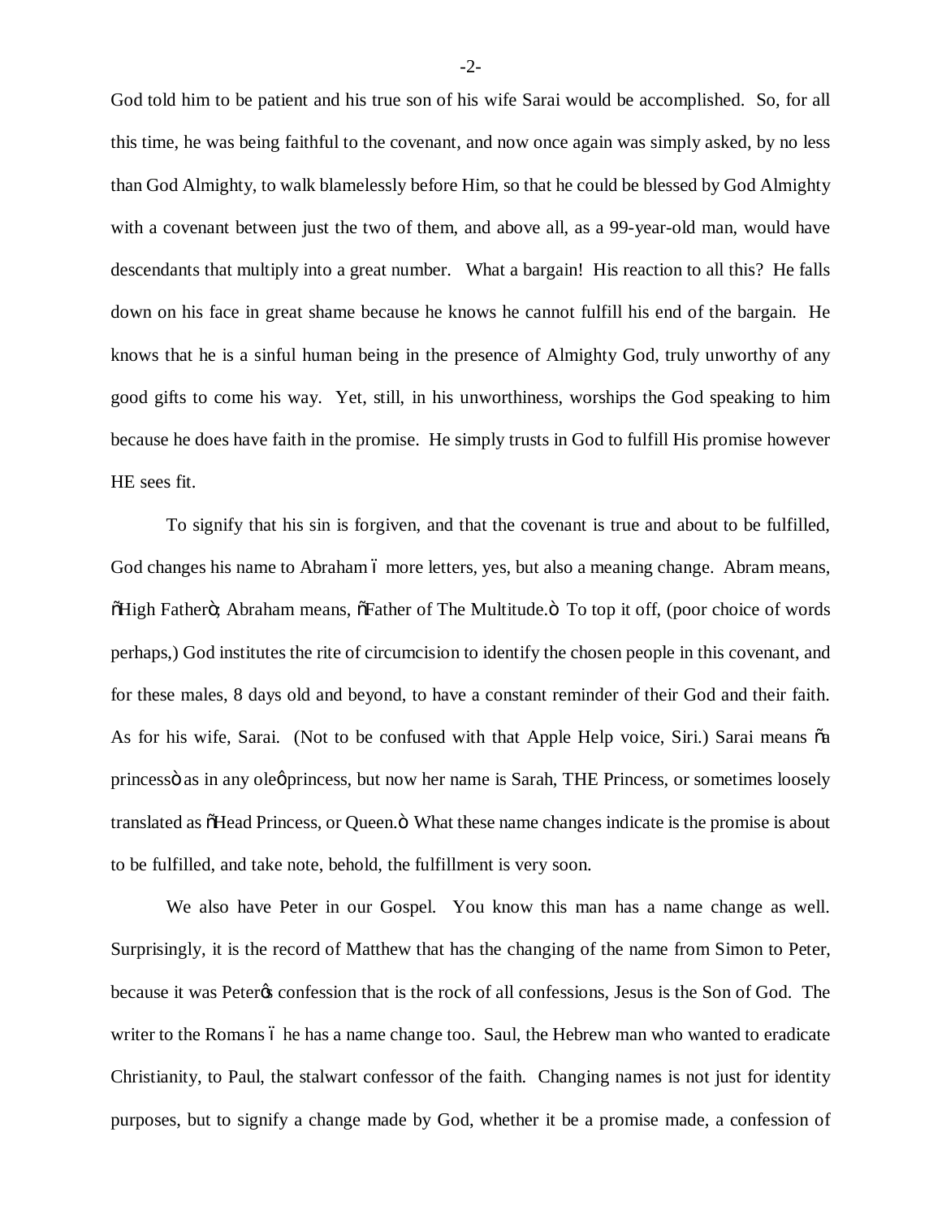God told him to be patient and his true son of his wife Sarai would be accomplished. So, for all this time, he was being faithful to the covenant, and now once again was simply asked, by no less than God Almighty, to walk blamelessly before Him, so that he could be blessed by God Almighty with a covenant between just the two of them, and above all, as a 99-year-old man, would have descendants that multiply into a great number. What a bargain! His reaction to all this? He falls down on his face in great shame because he knows he cannot fulfill his end of the bargain. He knows that he is a sinful human being in the presence of Almighty God, truly unworthy of any good gifts to come his way. Yet, still, in his unworthiness, worships the God speaking to him because he does have faith in the promise. He simply trusts in God to fulfill His promise however HE sees fit.

To signify that his sin is forgiven, and that the covenant is true and about to be fulfilled, God changes his name to Abraham – more letters, yes, but also a meaning change. Abram means, "High Father"; Abraham means, "Father of The Multitude." To top it off, (poor choice of words perhaps,) God institutes the rite of circumcision to identify the chosen people in this covenant, and for these males, 8 days old and beyond, to have a constant reminder of their God and their faith. As for his wife, Sarai. (Not to be confused with that Apple Help voice, Siri.) Sarai means "a princess" as in any ole' princess, but now her name is Sarah, THE Princess, or sometimes loosely translated as "Head Princess, or Queen." What these name changes indicate is the promise is about to be fulfilled, and take note, behold, the fulfillment is very soon.

We also have Peter in our Gospel. You know this man has a name change as well. Surprisingly, it is the record of Matthew that has the changing of the name from Simon to Peter, because it was Peter's confession that is the rock of all confessions, Jesus is the Son of God. The writer to the Romans – he has a name change too. Saul, the Hebrew man who wanted to eradicate Christianity, to Paul, the stalwart confessor of the faith. Changing names is not just for identity purposes, but to signify a change made by God, whether it be a promise made, a confession of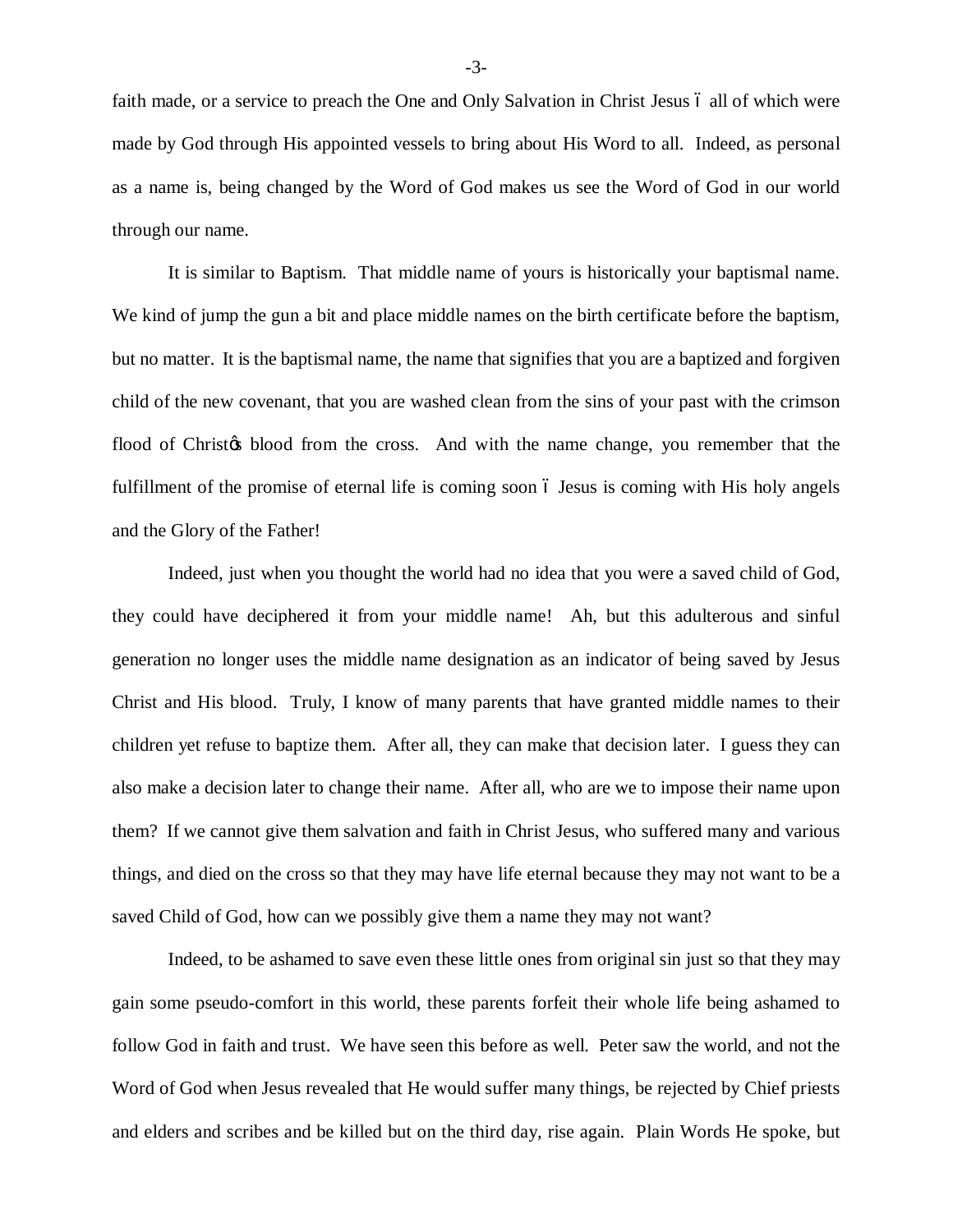faith made, or a service to preach the One and Only Salvation in Christ Jesus – all of which were made by God through His appointed vessels to bring about His Word to all. Indeed, as personal as a name is, being changed by the Word of God makes us see the Word of God in our world through our name.

It is similar to Baptism. That middle name of yours is historically your baptismal name. We kind of jump the gun a bit and place middle names on the birth certificate before the baptism, but no matter. It is the baptismal name, the name that signifies that you are a baptized and forgiven child of the new covenant, that you are washed clean from the sins of your past with the crimson flood of Christ's blood from the cross. And with the name change, you remember that the fulfillment of the promise of eternal life is coming soon – Jesus is coming with His holy angels and the Glory of the Father!

Indeed, just when you thought the world had no idea that you were a saved child of God, they could have deciphered it from your middle name! Ah, but this adulterous and sinful generation no longer uses the middle name designation as an indicator of being saved by Jesus Christ and His blood. Truly, I know of many parents that have granted middle names to their children yet refuse to baptize them. After all, they can make that decision later. I guess they can also make a decision later to change their name. After all, who are we to impose their name upon them? If we cannot give them salvation and faith in Christ Jesus, who suffered many and various things, and died on the cross so that they may have life eternal because they may not want to be a saved Child of God, how can we possibly give them a name they may not want?

Indeed, to be ashamed to save even these little ones from original sin just so that they may gain some pseudo-comfort in this world, these parents forfeit their whole life being ashamed to follow God in faith and trust. We have seen this before as well. Peter saw the world, and not the Word of God when Jesus revealed that He would suffer many things, be rejected by Chief priests and elders and scribes and be killed but on the third day, rise again. Plain Words He spoke, but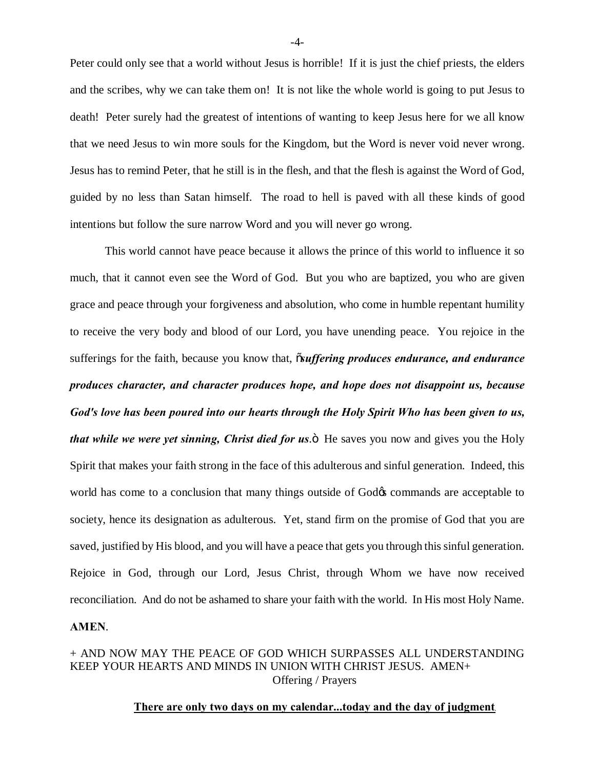Peter could only see that a world without Jesus is horrible! If it is just the chief priests, the elders and the scribes, why we can take them on! It is not like the whole world is going to put Jesus to death! Peter surely had the greatest of intentions of wanting to keep Jesus here for we all know that we need Jesus to win more souls for the Kingdom, but the Word is never void never wrong. Jesus has to remind Peter, that he still is in the flesh, and that the flesh is against the Word of God, guided by no less than Satan himself. The road to hell is paved with all these kinds of good intentions but follow the sure narrow Word and you will never go wrong.

This world cannot have peace because it allows the prince of this world to influence it so much, that it cannot even see the Word of God. But you who are baptized, you who are given grace and peace through your forgiveness and absolution, who come in humble repentant humility to receive the very body and blood of our Lord, you have unending peace. You rejoice in the sufferings for the faith, because you know that, "***suffering produces endurance, and endurance produces character, and character produces hope, and hope does not disappoint us, because God's love has been poured into our hearts through the Holy Spirit Who has been given to us, that while we were yet sinning, Christ died for us***." He saves you now and gives you the Holy Spirit that makes your faith strong in the face of this adulterous and sinful generation. Indeed, this world has come to a conclusion that many things outside of God's commands are acceptable to society, hence its designation as adulterous. Yet, stand firm on the promise of God that you are saved, justified by His blood, and you will have a peace that gets you through this sinful generation. Rejoice in God, through our Lord, Jesus Christ, through Whom we have now received reconciliation. And do not be ashamed to share your faith with the world. In His most Holy Name. **AMEN**.

\+ AND NOW MAY THE PEACE OF GOD WHICH SURPASSES ALL UNDERSTANDING KEEP YOUR HEARTS AND MINDS IN UNION WITH CHRIST JESUS. AMEN+

Offering / Prayers

**<u>There are only two days on my calendar...today and the day of judgment</u>**.